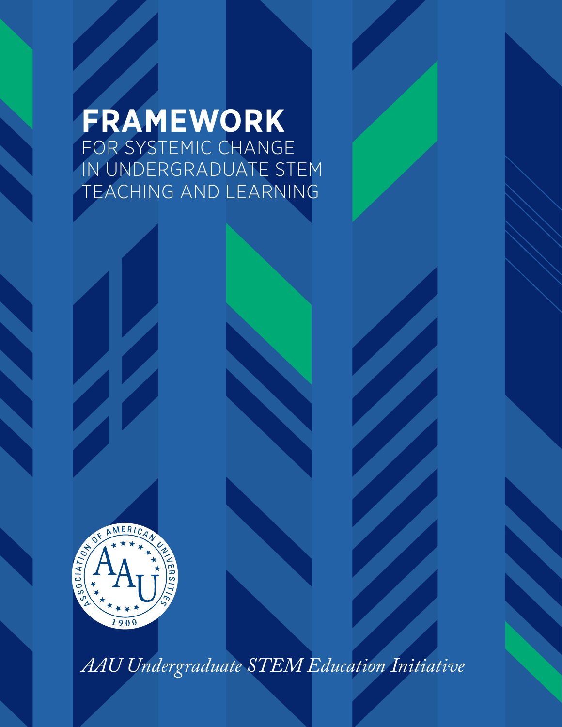# FRAMEWORK

FOR SYSTEMIC CHANGE
IN UNDERGRADUATE STEM
TEACHING AND LEARNING

*AAU Undergraduate STEM Education Initiative*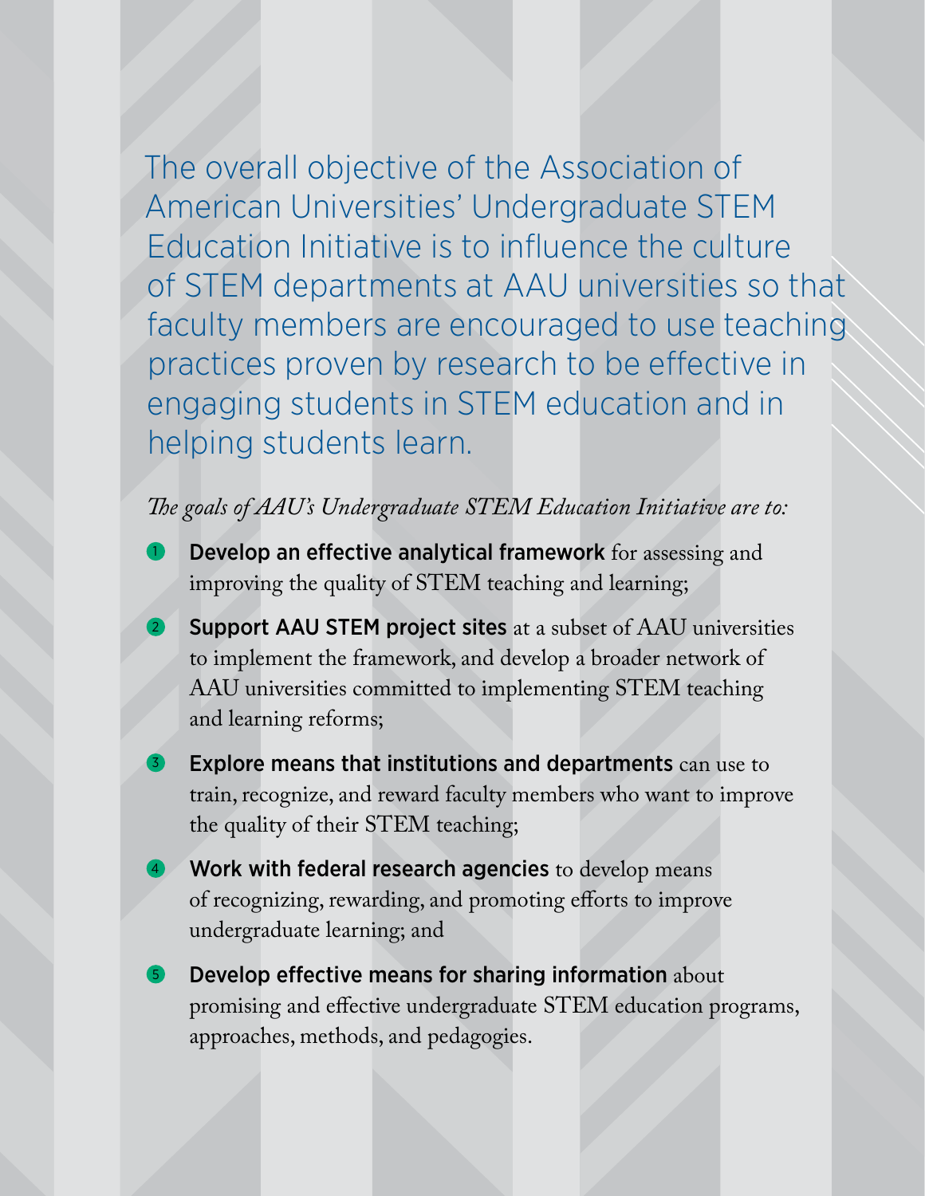The overall objective of the Association of American Universities' Undergraduate STEM Education Initiative is to influence the culture of STEM departments at AAU universities so that faculty members are encouraged to use teaching practices proven by research to be effective in engaging students in STEM education and in helping students learn.

*The goals of AAU's Undergraduate STEM Education Initiative are to:*

1. **Develop an effective analytical framework** for assessing and improving the quality of STEM teaching and learning;
2. **Support AAU STEM project sites** at a subset of AAU universities to implement the framework, and develop a broader network of AAU universities committed to implementing STEM teaching and learning reforms;
3. **Explore means that institutions and departments** can use to train, recognize, and reward faculty members who want to improve the quality of their STEM teaching;
4. **Work with federal research agencies** to develop means of recognizing, rewarding, and promoting efforts to improve undergraduate learning; and
5. **Develop effective means for sharing information** about promising and effective undergraduate STEM education programs, approaches, methods, and pedagogies.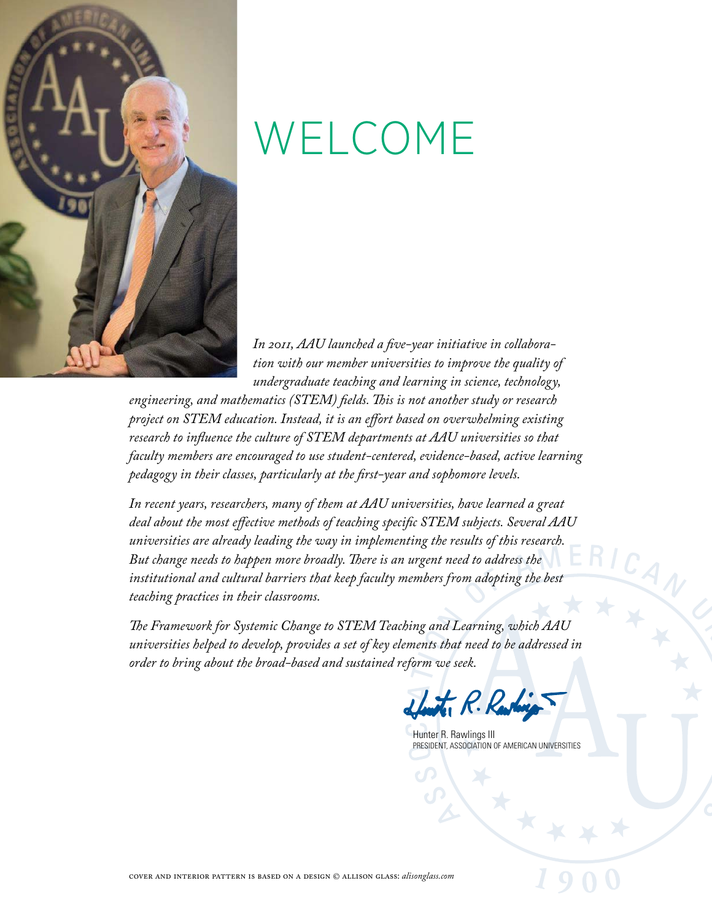# WELCOME

*In 2011, AAU launched a five-year initiative in collaboration with our member universities to improve the quality of undergraduate teaching and learning in science, technology, engineering, and mathematics (STEM) fields. This is not another study or research project on STEM education. Instead, it is an effort based on overwhelming existing research to influence the culture of STEM departments at AAU universities so that faculty members are encouraged to use student-centered, evidence-based, active learning pedagogy in their classes, particularly at the first-year and sophomore levels.*

*In recent years, researchers, many of them at AAU universities, have learned a great deal about the most effective methods of teaching specific STEM subjects. Several AAU universities are already leading the way in implementing the results of this research. But change needs to happen more broadly. There is an urgent need to address the institutional and cultural barriers that keep faculty members from adopting the best teaching practices in their classrooms.*

*The Framework for Systemic Change to STEM Teaching and Learning, which AAU universities helped to develop, provides a set of key elements that need to be addressed in order to bring about the broad-based and sustained reform we seek.*

Hunter R. Rawlings III
PRESIDENT, ASSOCIATION OF AMERICAN UNIVERSITIES

COVER AND INTERIOR PATTERN IS BASED ON A DESIGN © ALLISON GLASS: *alisonglass.com*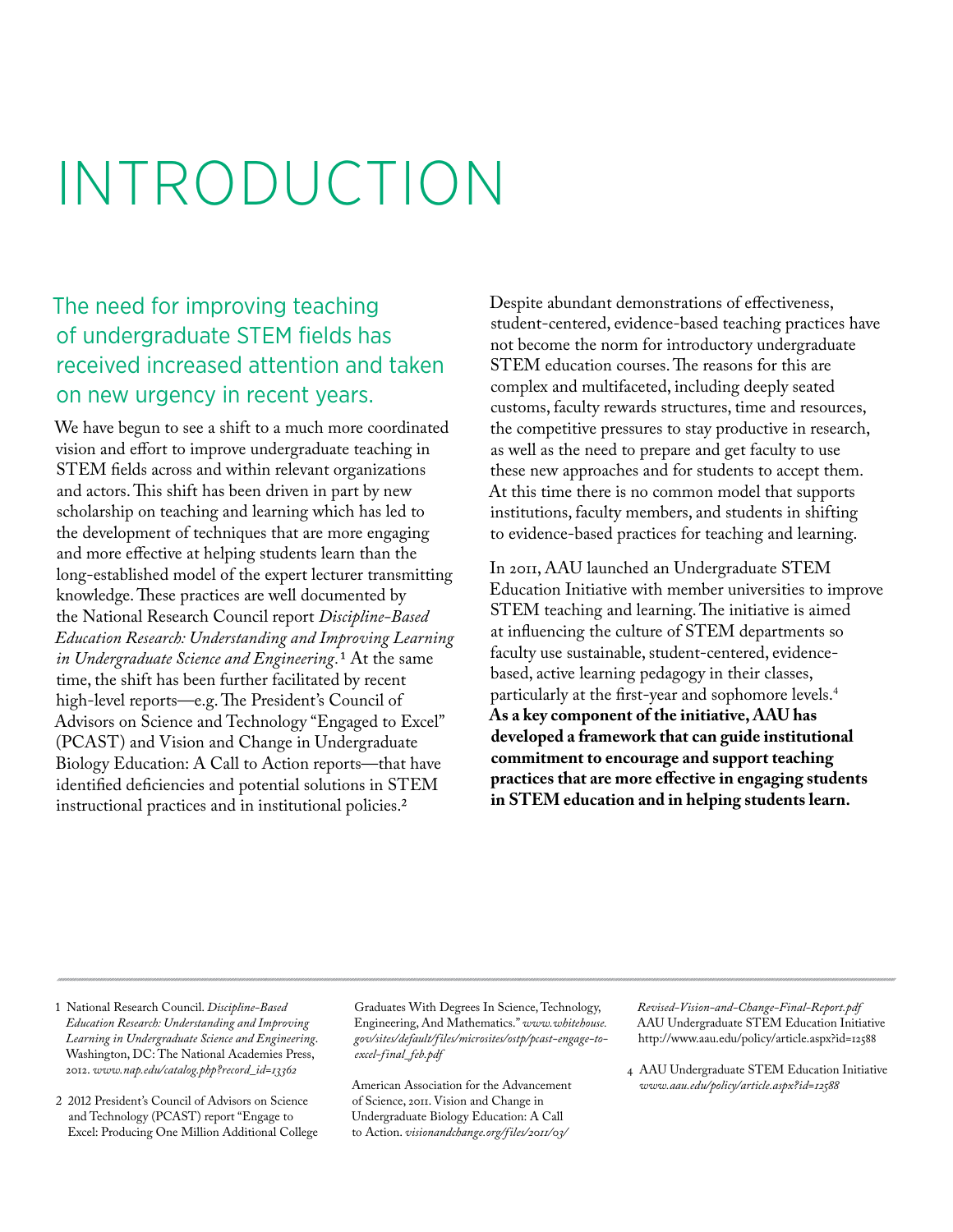# INTRODUCTION

## The need for improving teaching of undergraduate STEM fields has received increased attention and taken on new urgency in recent years.

We have begun to see a shift to a much more coordinated vision and effort to improve undergraduate teaching in STEM fields across and within relevant organizations and actors. This shift has been driven in part by new scholarship on teaching and learning which has led to the development of techniques that are more engaging and more effective at helping students learn than the long-established model of the expert lecturer transmitting knowledge. These practices are well documented by the National Research Council report *Discipline-Based Education Research: Understanding and Improving Learning in Undergraduate Science and Engineering*.[1] At the same time, the shift has been further facilitated by recent high-level reports—e.g. The President's Council of Advisors on Science and Technology "Engaged to Excel" (PCAST) and Vision and Change in Undergraduate Biology Education: A Call to Action reports—that have identified deficiencies and potential solutions in STEM instructional practices and in institutional policies.[2]

Despite abundant demonstrations of effectiveness, student-centered, evidence-based teaching practices have not become the norm for introductory undergraduate STEM education courses. The reasons for this are complex and multifaceted, including deeply seated customs, faculty rewards structures, time and resources, the competitive pressures to stay productive in research, as well as the need to prepare and get faculty to use these new approaches and for students to accept them. At this time there is no common model that supports institutions, faculty members, and students in shifting to evidence-based practices for teaching and learning.

In 2011, AAU launched an Undergraduate STEM Education Initiative with member universities to improve STEM teaching and learning. The initiative is aimed at influencing the culture of STEM departments so faculty use sustainable, student-centered, evidence-based, active learning pedagogy in their classes, particularly at the first-year and sophomore levels.[4] **As a key component of the initiative, AAU has developed a framework that can guide institutional commitment to encourage and support teaching practices that are more effective in engaging students in STEM education and in helping students learn.**

---

1 National Research Council. *Discipline-Based Education Research: Understanding and Improving Learning in Undergraduate Science and Engineering*. Washington, DC: The National Academies Press, 2012. *www.nap.edu/catalog.php?record_id=13362*

2 2012 President's Council of Advisors on Science and Technology (PCAST) report "Engage to Excel: Producing One Million Additional College Graduates With Degrees In Science, Technology, Engineering, And Mathematics." *www.whitehouse.gov/sites/default/files/microsites/ostp/pcast-engage-to-excel-final_feb.pdf*

American Association for the Advancement of Science, 2011. Vision and Change in Undergraduate Biology Education: A Call to Action. *visionandchange.org/files/2011/03/Revised-Vision-and-Change-Final-Report.pdf*
AAU Undergraduate STEM Education Initiative http://www.aau.edu/policy/article.aspx?id=12588

4 AAU Undergraduate STEM Education Initiative *www.aau.edu/policy/article.aspx?id=12588*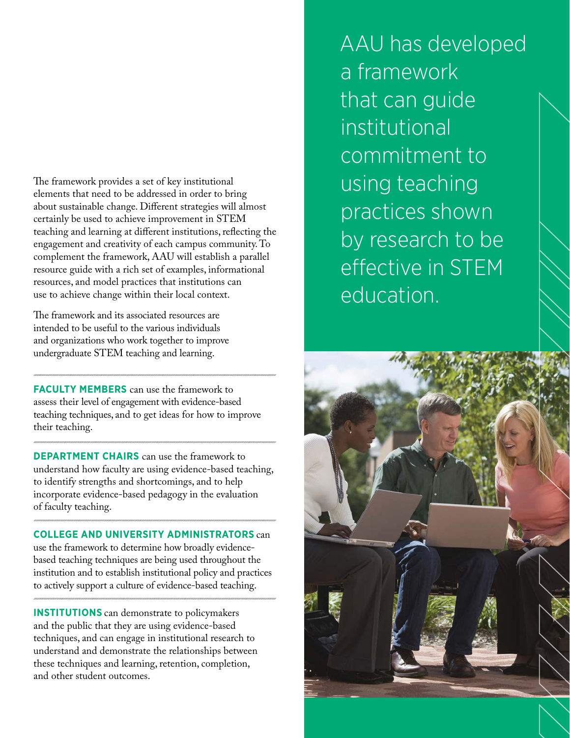AAU has developed a framework that can guide institutional commitment to using teaching practices shown by research to be effective in STEM education.

The framework provides a set of key institutional elements that need to be addressed in order to bring about sustainable change. Different strategies will almost certainly be used to achieve improvement in STEM teaching and learning at different institutions, reflecting the engagement and creativity of each campus community. To complement the framework, AAU will establish a parallel resource guide with a rich set of examples, informational resources, and model practices that institutions can use to achieve change within their local context.

The framework and its associated resources are intended to be useful to the various individuals and organizations who work together to improve undergraduate STEM teaching and learning.

**FACULTY MEMBERS** can use the framework to assess their level of engagement with evidence-based teaching techniques, and to get ideas for how to improve their teaching.

**DEPARTMENT CHAIRS** can use the framework to understand how faculty are using evidence-based teaching, to identify strengths and shortcomings, and to help incorporate evidence-based pedagogy in the evaluation of faculty teaching.

**COLLEGE AND UNIVERSITY ADMINISTRATORS** can use the framework to determine how broadly evidence-based teaching techniques are being used throughout the institution and to establish institutional policy and practices to actively support a culture of evidence-based teaching.

**INSTITUTIONS** can demonstrate to policymakers and the public that they are using evidence-based techniques, and can engage in institutional research to understand and demonstrate the relationships between these techniques and learning, retention, completion, and other student outcomes.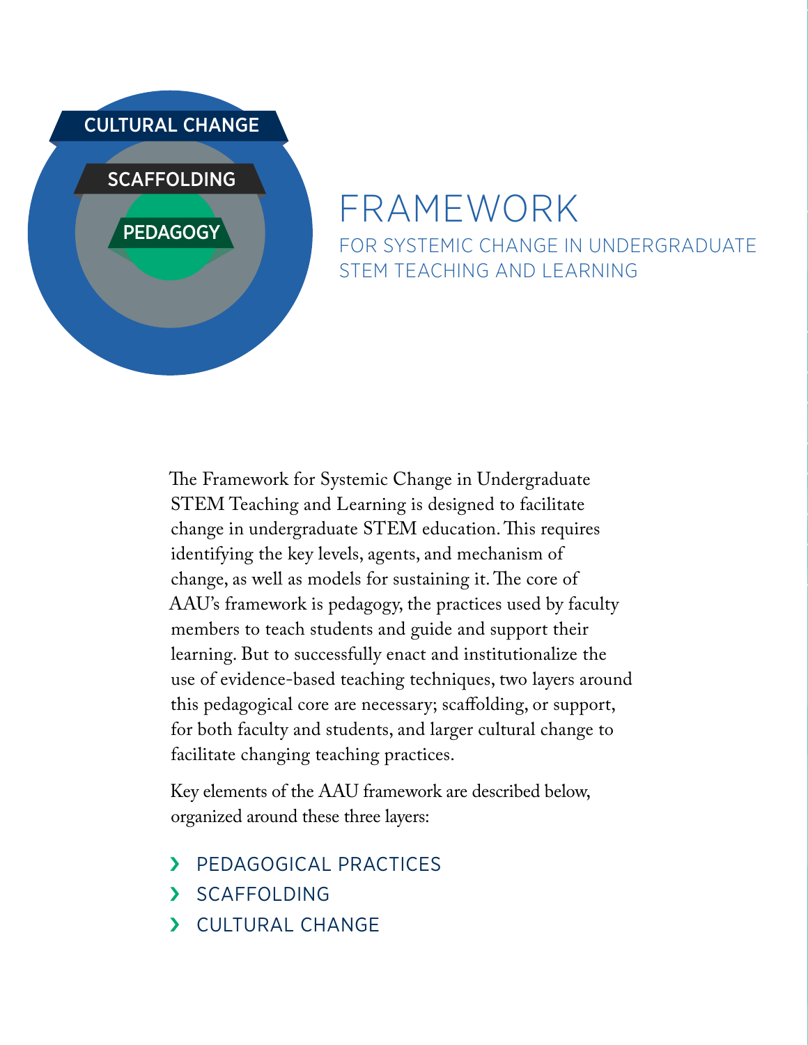CULTURAL CHANGE

SCAFFOLDING

PEDAGOGY

# FRAMEWORK

## FOR SYSTEMIC CHANGE IN UNDERGRADUATE STEM TEACHING AND LEARNING

The Framework for Systemic Change in Undergraduate STEM Teaching and Learning is designed to facilitate change in undergraduate STEM education. This requires identifying the key levels, agents, and mechanism of change, as well as models for sustaining it. The core of AAU's framework is pedagogy, the practices used by faculty members to teach students and guide and support their learning. But to successfully enact and institutionalize the use of evidence-based teaching techniques, two layers around this pedagogical core are necessary; scaffolding, or support, for both faculty and students, and larger cultural change to facilitate changing teaching practices.

Key elements of the AAU framework are described below, organized around these three layers:

- PEDAGOGICAL PRACTICES
- SCAFFOLDING
- CULTURAL CHANGE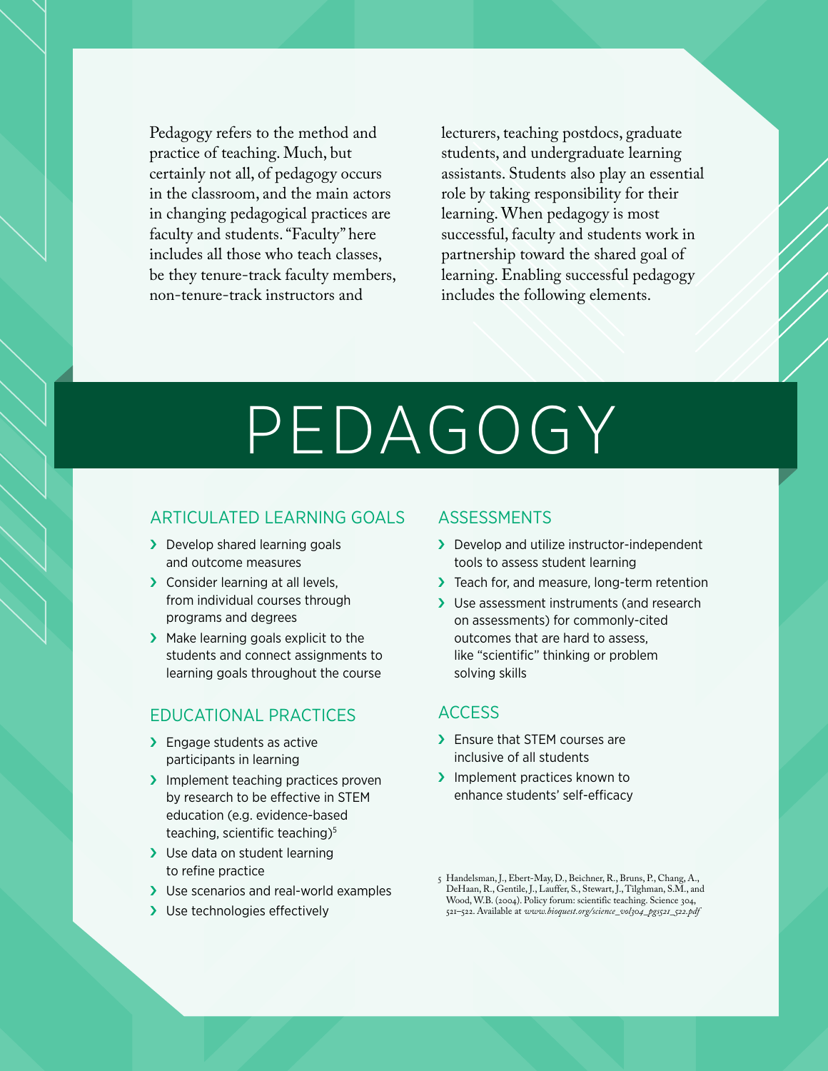Pedagogy refers to the method and practice of teaching. Much, but certainly not all, of pedagogy occurs in the classroom, and the main actors in changing pedagogical practices are faculty and students. "Faculty" here includes all those who teach classes, be they tenure-track faculty members, non-tenure-track instructors and lecturers, teaching postdocs, graduate students, and undergraduate learning assistants. Students also play an essential role by taking responsibility for their learning. When pedagogy is most successful, faculty and students work in partnership toward the shared goal of learning. Enabling successful pedagogy includes the following elements.

# PEDAGOGY

## ARTICULATED LEARNING GOALS

- Develop shared learning goals and outcome measures
- Consider learning at all levels, from individual courses through programs and degrees
- Make learning goals explicit to the students and connect assignments to learning goals throughout the course

## EDUCATIONAL PRACTICES

- Engage students as active participants in learning
- Implement teaching practices proven by research to be effective in STEM education (e.g. evidence-based teaching, scientific teaching)[5]
- Use data on student learning to refine practice
- Use scenarios and real-world examples
- Use technologies effectively

## ASSESSMENTS

- Develop and utilize instructor-independent tools to assess student learning
- Teach for, and measure, long-term retention
- Use assessment instruments (and research on assessments) for commonly-cited outcomes that are hard to assess, like "scientific" thinking or problem solving skills

## ACCESS

- Ensure that STEM courses are inclusive of all students
- Implement practices known to enhance students' self-efficacy

5 Handelsman, J., Ebert-May, D., Beichner, R., Bruns, P., Chang, A., DeHaan, R., Gentile, J., Lauffer, S., Stewart, J., Tilghman, S.M., and Wood, W.B. (2004). Policy forum: scientific teaching. Science 304, 521–522. Available at *www.bioquest.org/science_vol304_pg521_522.pdf*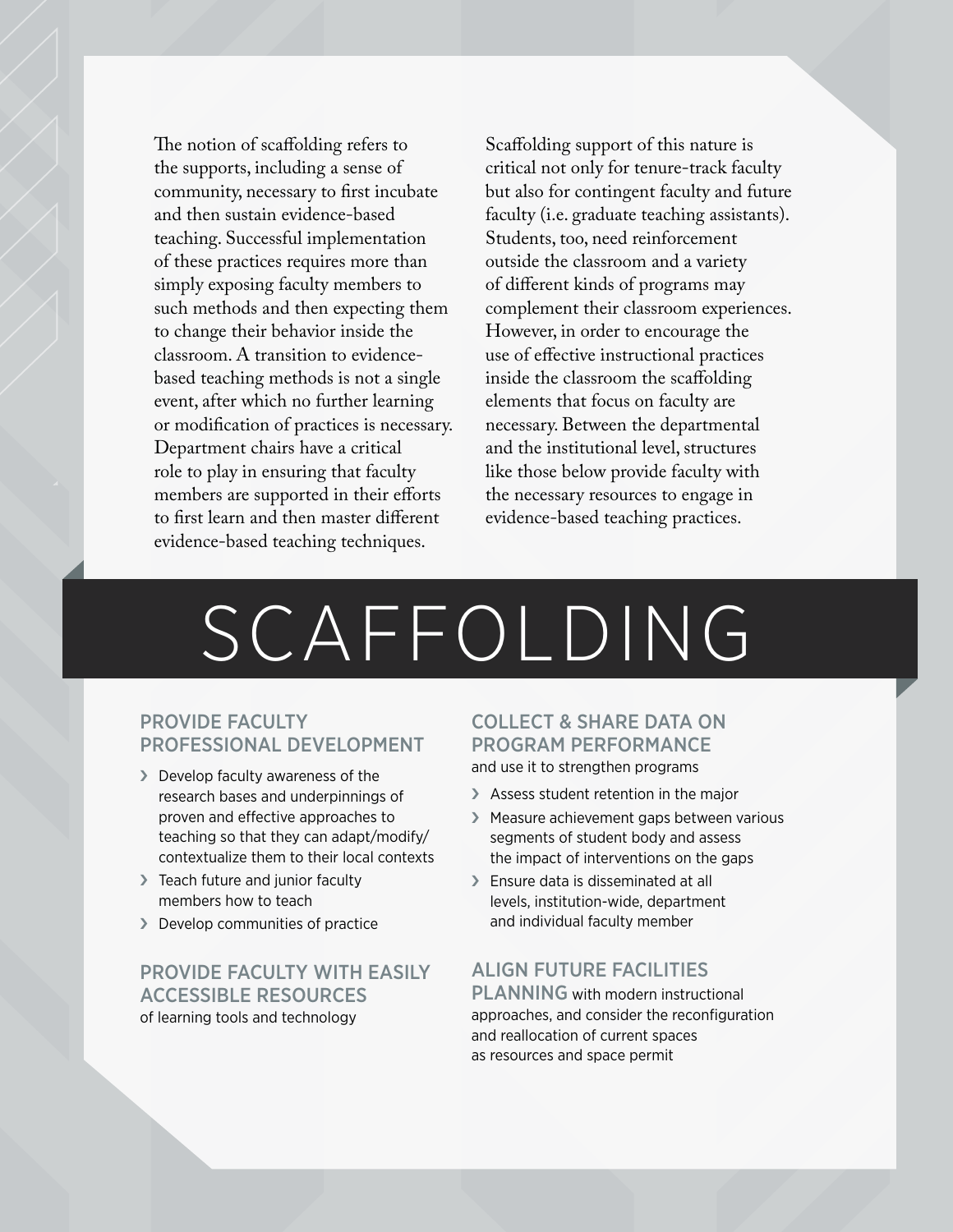The notion of scaffolding refers to the supports, including a sense of community, necessary to first incubate and then sustain evidence-based teaching. Successful implementation of these practices requires more than simply exposing faculty members to such methods and then expecting them to change their behavior inside the classroom. A transition to evidence-based teaching methods is not a single event, after which no further learning or modification of practices is necessary. Department chairs have a critical role to play in ensuring that faculty members are supported in their efforts to first learn and then master different evidence-based teaching techniques.

Scaffolding support of this nature is critical not only for tenure-track faculty but also for contingent faculty and future faculty (i.e. graduate teaching assistants). Students, too, need reinforcement outside the classroom and a variety of different kinds of programs may complement their classroom experiences. However, in order to encourage the use of effective instructional practices inside the classroom the scaffolding elements that focus on faculty are necessary. Between the departmental and the institutional level, structures like those below provide faculty with the necessary resources to engage in evidence-based teaching practices.

# SCAFFOLDING

## PROVIDE FACULTY PROFESSIONAL DEVELOPMENT

- Develop faculty awareness of the research bases and underpinnings of proven and effective approaches to teaching so that they can adapt/modify/contextualize them to their local contexts
- Teach future and junior faculty members how to teach
- Develop communities of practice

## PROVIDE FACULTY WITH EASILY ACCESSIBLE RESOURCES

of learning tools and technology

## COLLECT & SHARE DATA ON PROGRAM PERFORMANCE

and use it to strengthen programs

- Assess student retention in the major
- Measure achievement gaps between various segments of student body and assess the impact of interventions on the gaps
- Ensure data is disseminated at all levels, institution-wide, department and individual faculty member

## ALIGN FUTURE FACILITIES PLANNING

with modern instructional approaches, and consider the reconfiguration and reallocation of current spaces as resources and space permit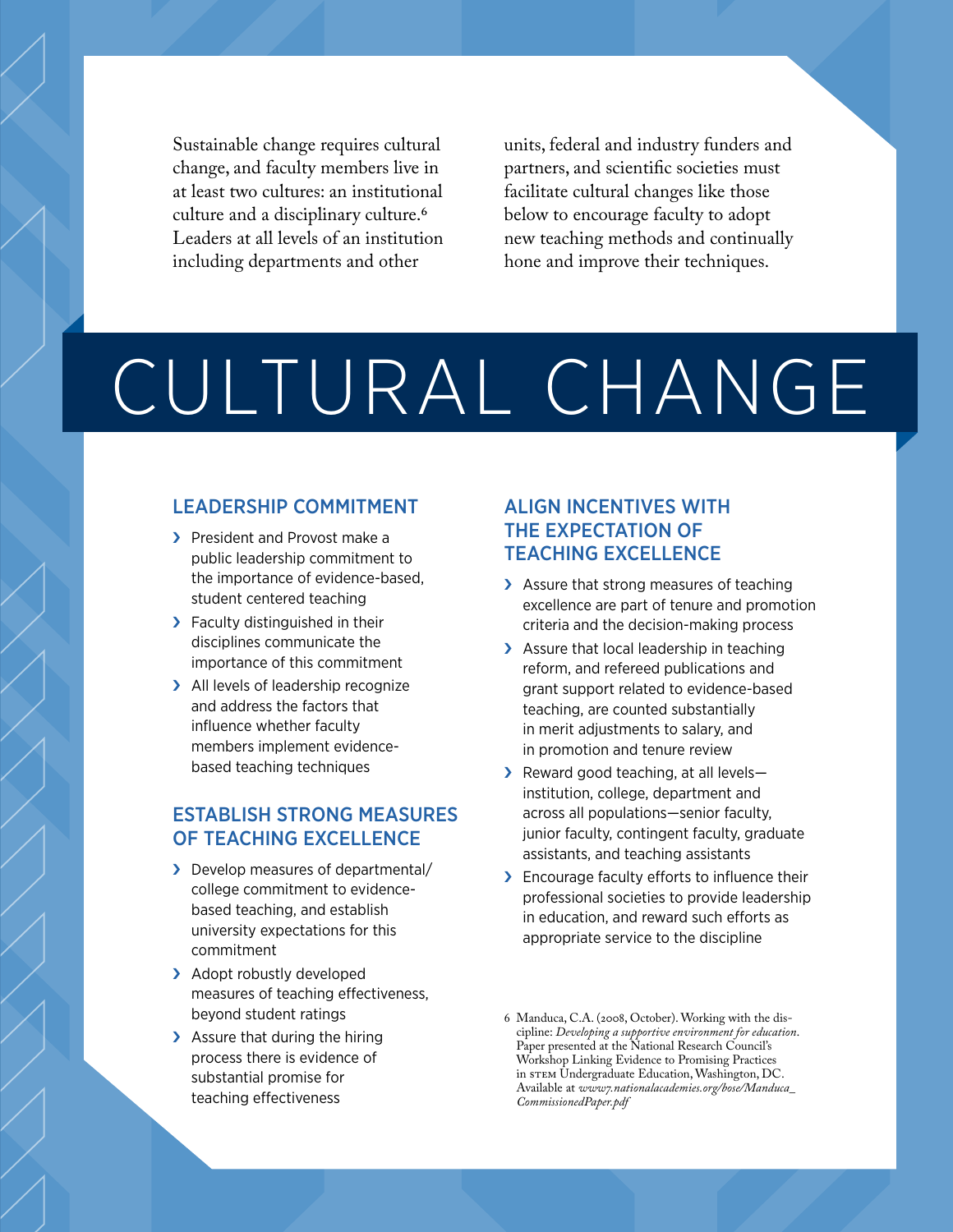Sustainable change requires cultural change, and faculty members live in at least two cultures: an institutional culture and a disciplinary culture.[6] Leaders at all levels of an institution including departments and other units, federal and industry funders and partners, and scientific societies must facilitate cultural changes like those below to encourage faculty to adopt new teaching methods and continually hone and improve their techniques.

# CULTURAL CHANGE

## LEADERSHIP COMMITMENT

- President and Provost make a public leadership commitment to the importance of evidence-based, student centered teaching
- Faculty distinguished in their disciplines communicate the importance of this commitment
- All levels of leadership recognize and address the factors that influence whether faculty members implement evidence-based teaching techniques

## ESTABLISH STRONG MEASURES OF TEACHING EXCELLENCE

- Develop measures of departmental/ college commitment to evidence-based teaching, and establish university expectations for this commitment
- Adopt robustly developed measures of teaching effectiveness, beyond student ratings
- Assure that during the hiring process there is evidence of substantial promise for teaching effectiveness

## ALIGN INCENTIVES WITH THE EXPECTATION OF TEACHING EXCELLENCE

- Assure that strong measures of teaching excellence are part of tenure and promotion criteria and the decision-making process
- Assure that local leadership in teaching reform, and refereed publications and grant support related to evidence-based teaching, are counted substantially in merit adjustments to salary, and in promotion and tenure review
- Reward good teaching, at all levels—institution, college, department and across all populations—senior faculty, junior faculty, contingent faculty, graduate assistants, and teaching assistants
- Encourage faculty efforts to influence their professional societies to provide leadership in education, and reward such efforts as appropriate service to the discipline

6 Manduca, C.A. (2008, October). Working with the discipline: *Developing a supportive environment for education*. Paper presented at the National Research Council's Workshop Linking Evidence to Promising Practices in STEM Undergraduate Education, Washington, DC. Available at *www7.nationalacademies.org/bose/Manduca_CommissionedPaper.pdf*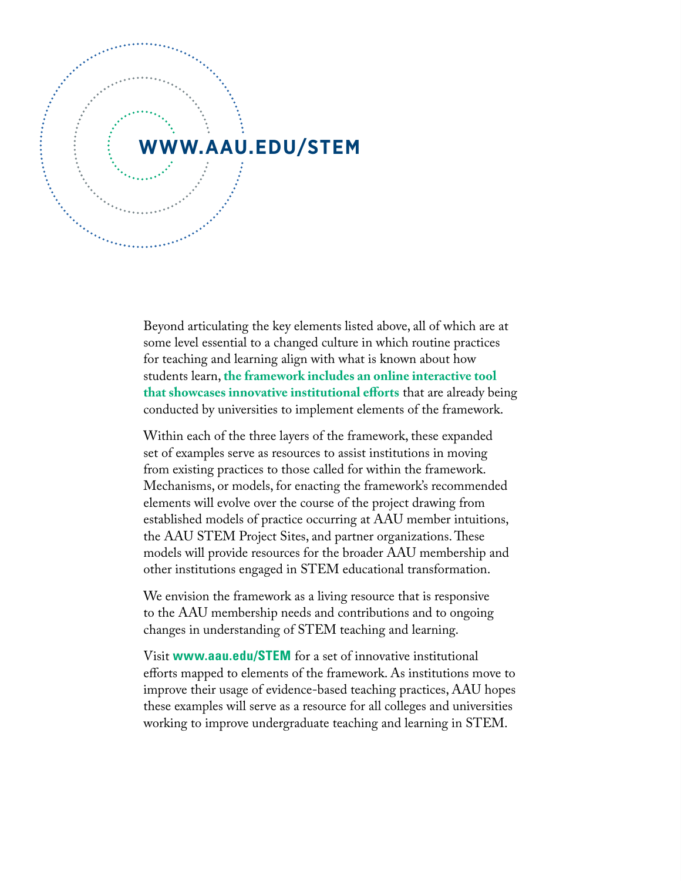## WWW.AAU.EDU/STEM

Beyond articulating the key elements listed above, all of which are at some level essential to a changed culture in which routine practices for teaching and learning align with what is known about how students learn, **the framework includes an online interactive tool that showcases innovative institutional efforts** that are already being conducted by universities to implement elements of the framework.

Within each of the three layers of the framework, these expanded set of examples serve as resources to assist institutions in moving from existing practices to those called for within the framework. Mechanisms, or models, for enacting the framework's recommended elements will evolve over the course of the project drawing from established models of practice occurring at AAU member intuitions, the AAU STEM Project Sites, and partner organizations. These models will provide resources for the broader AAU membership and other institutions engaged in STEM educational transformation.

We envision the framework as a living resource that is responsive to the AAU membership needs and contributions and to ongoing changes in understanding of STEM teaching and learning.

Visit **www.aau.edu/STEM** for a set of innovative institutional efforts mapped to elements of the framework. As institutions move to improve their usage of evidence-based teaching practices, AAU hopes these examples will serve as a resource for all colleges and universities working to improve undergraduate teaching and learning in STEM.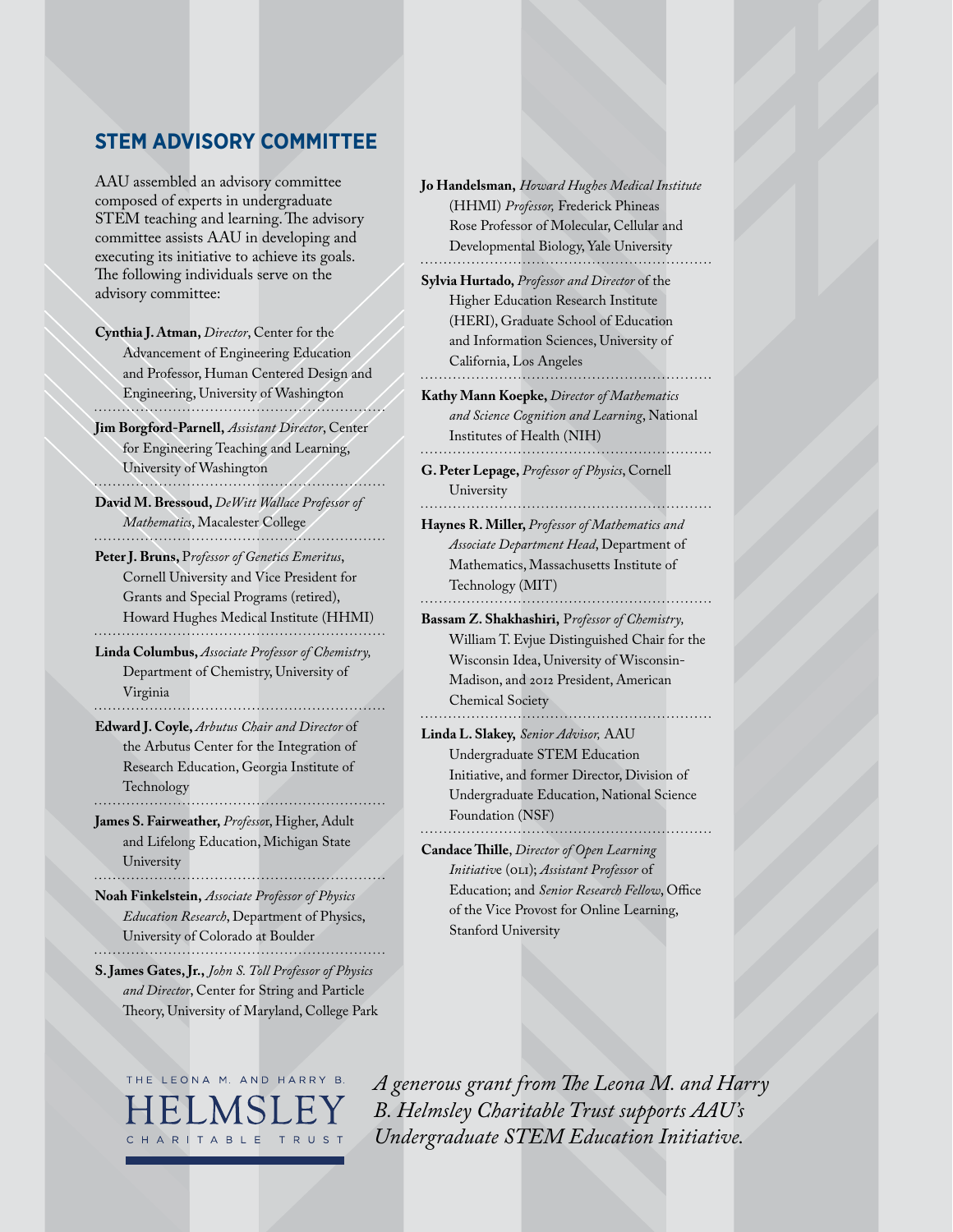## STEM ADVISORY COMMITTEE

AAU assembled an advisory committee composed of experts in undergraduate STEM teaching and learning. The advisory committee assists AAU in developing and executing its initiative to achieve its goals. The following individuals serve on the advisory committee:

**Cynthia J. Atman,** *Director*, Center for the Advancement of Engineering Education and Professor, Human Centered Design and Engineering, University of Washington

**Jim Borgford-Parnell,** *Assistant Director*, Center for Engineering Teaching and Learning, University of Washington

**David M. Bressoud,** *DeWitt Wallace Professor of Mathematics*, Macalester College

**Peter J. Bruns,** *Professor of Genetics Emeritus*, Cornell University and Vice President for Grants and Special Programs (retired), Howard Hughes Medical Institute (HHMI)

**Linda Columbus,** *Associate Professor of Chemistry,* Department of Chemistry, University of Virginia

**Edward J. Coyle,** *Arbutus Chair and Director* of the Arbutus Center for the Integration of Research Education, Georgia Institute of Technology

**James S. Fairweather,** *Professor*, Higher, Adult and Lifelong Education, Michigan State University

**Noah Finkelstein,** *Associate Professor of Physics Education Research*, Department of Physics, University of Colorado at Boulder

**S. James Gates, Jr.,** *John S. Toll Professor of Physics and Director*, Center for String and Particle Theory, University of Maryland, College Park

**Jo Handelsman,** *Howard Hughes Medical Institute* (HHMI) *Professor,* Frederick Phineas Rose Professor of Molecular, Cellular and Developmental Biology, Yale University

**Sylvia Hurtado,** *Professor and Director* of the Higher Education Research Institute (HERI), Graduate School of Education and Information Sciences, University of California, Los Angeles

**Kathy Mann Koepke,** *Director of Mathematics and Science Cognition and Learning*, National Institutes of Health (NIH)

**G. Peter Lepage,** *Professor of Physics*, Cornell University

**Haynes R. Miller,** *Professor of Mathematics and Associate Department Head*, Department of Mathematics, Massachusetts Institute of Technology (MIT)

**Bassam Z. Shakhashiri,** *Professor of Chemistry,* William T. Evjue Distinguished Chair for the Wisconsin Idea, University of Wisconsin-Madison, and 2012 President, American Chemical Society

**Linda L. Slakey,** *Senior Advisor,* AAU Undergraduate STEM Education Initiative, and former Director, Division of Undergraduate Education, National Science Foundation (NSF)

**Candace Thille**, *Director of Open Learning Initiative* (OLI); *Assistant Professor* of Education; and *Senior Research Fellow*, Office of the Vice Provost for Online Learning, Stanford University

THE LEONA M. AND HARRY B. HELMSLEY CHARITABLE TRUST

*A generous grant from The Leona M. and Harry B. Helmsley Charitable Trust supports AAU's Undergraduate STEM Education Initiative.*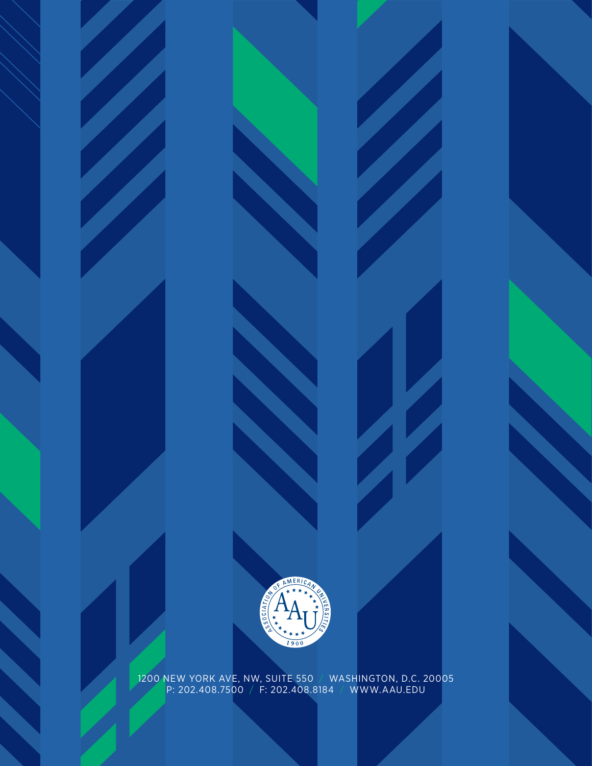1200 NEW YORK AVE, NW, SUITE 550 / WASHINGTON, D.C. 20005
P: 202.408.7500 / F: 202.408.8184 / WWW.AAU.EDU